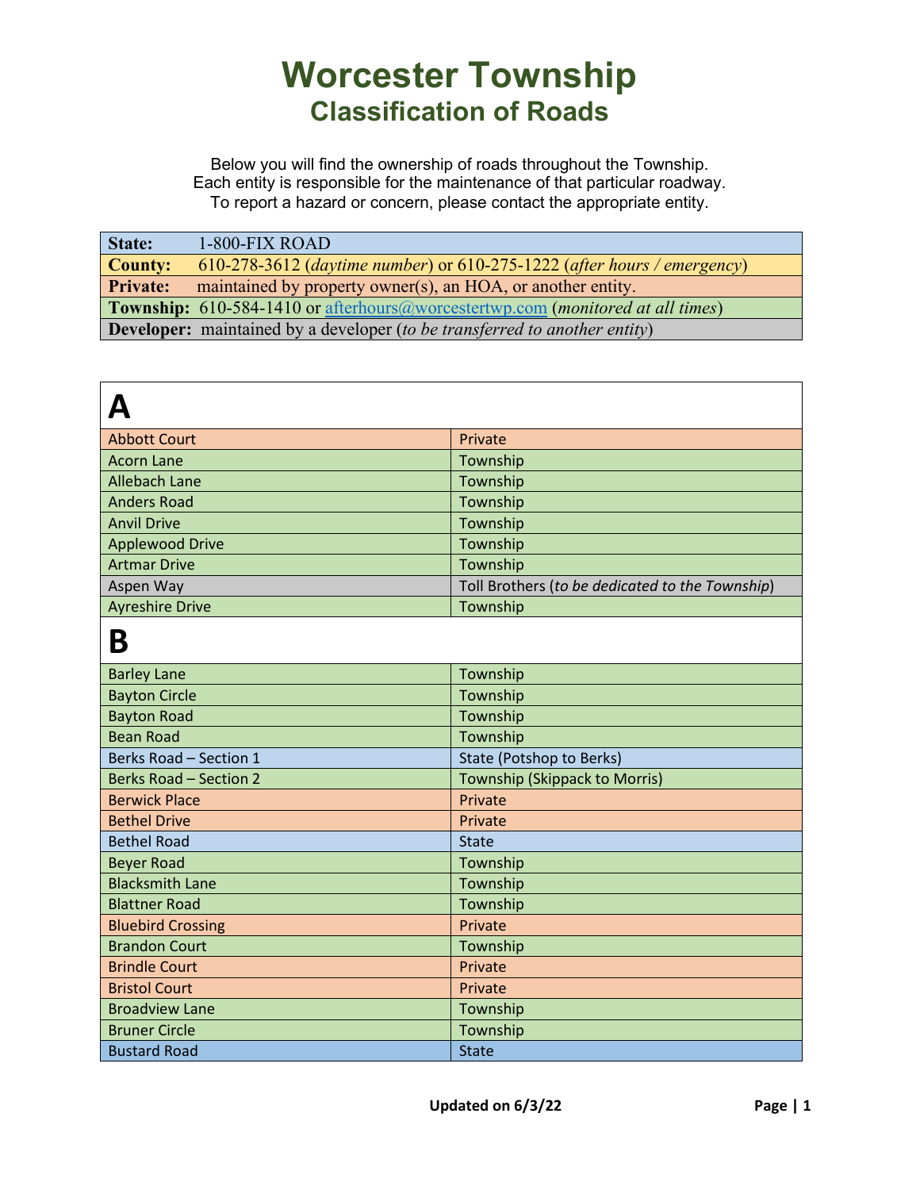# Worcester Township
## Classification of Roads

Below you will find the ownership of roads throughout the Township.
Each entity is responsible for the maintenance of that particular roadway.
To report a hazard or concern, please contact the appropriate entity.

| | |
|---|---|
| **State:** | 1-800-FIX ROAD |
| **County:** | 610-278-3612 (*daytime number*) or 610-275-1222 (*after hours / emergency*) |
| **Private:** | maintained by property owner(s), an HOA, or another entity. |
| **Township:** | 610-584-1410 or afterhours@worcestertwp.com (*monitored at all times*) |
| **Developer:** | maintained by a developer (*to be transferred to another entity*) |

## A

| Road | Ownership |
|---|---|
| Abbott Court | Private |
| Acorn Lane | Township |
| Allebach Lane | Township |
| Anders Road | Township |
| Anvil Drive | Township |
| Applewood Drive | Township |
| Artmar Drive | Township |
| Aspen Way | Toll Brothers (*to be dedicated to the Township*) |
| Ayreshire Drive | Township |

## B

| Road | Ownership |
|---|---|
| Barley Lane | Township |
| Bayton Circle | Township |
| Bayton Road | Township |
| Bean Road | Township |
| Berks Road – Section 1 | State (Potshop to Berks) |
| Berks Road – Section 2 | Township (Skippack to Morris) |
| Berwick Place | Private |
| Bethel Drive | Private |
| Bethel Road | State |
| Beyer Road | Township |
| Blacksmith Lane | Township |
| Blattner Road | Township |
| Bluebird Crossing | Private |
| Brandon Court | Township |
| Brindle Court | Private |
| Bristol Court | Private |
| Broadview Lane | Township |
| Bruner Circle | Township |
| Bustard Road | State |

**Updated on 6/3/22**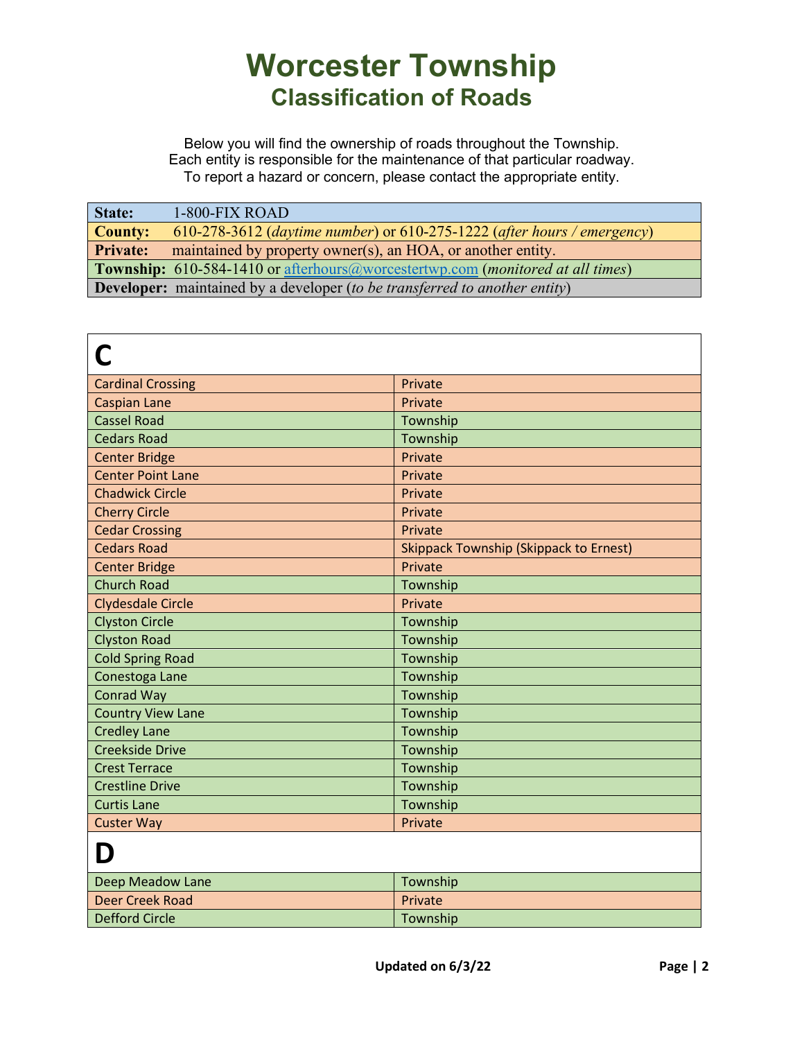# Worcester Township
## Classification of Roads

Below you will find the ownership of roads throughout the Township.
Each entity is responsible for the maintenance of that particular roadway.
To report a hazard or concern, please contact the appropriate entity.

| | |
|---|---|
| **State:** | 1-800-FIX ROAD |
| **County:** | 610-278-3612 (*daytime number*) or 610-275-1222 (*after hours / emergency*) |
| **Private:** | maintained by property owner(s), an HOA, or another entity. |
| **Township:** | 610-584-1410 or afterhours@worcestertwp.com (*monitored at all times*) |
| **Developer:** | maintained by a developer (*to be transferred to another entity*) |

# C

| | |
|---|---|
| Cardinal Crossing | Private |
| Caspian Lane | Private |
| Cassel Road | Township |
| Cedars Road | Township |
| Center Bridge | Private |
| Center Point Lane | Private |
| Chadwick Circle | Private |
| Cherry Circle | Private |
| Cedar Crossing | Private |
| Cedars Road | Skippack Township (Skippack to Ernest) |
| Center Bridge | Private |
| Church Road | Township |
| Clydesdale Circle | Private |
| Clyston Circle | Township |
| Clyston Road | Township |
| Cold Spring Road | Township |
| Conestoga Lane | Township |
| Conrad Way | Township |
| Country View Lane | Township |
| Credley Lane | Township |
| Creekside Drive | Township |
| Crest Terrace | Township |
| Crestline Drive | Township |
| Curtis Lane | Township |
| Custer Way | Private |

# D

| | |
|---|---|
| Deep Meadow Lane | Township |
| Deer Creek Road | Private |
| Defford Circle | Township |

**Updated on 6/3/22**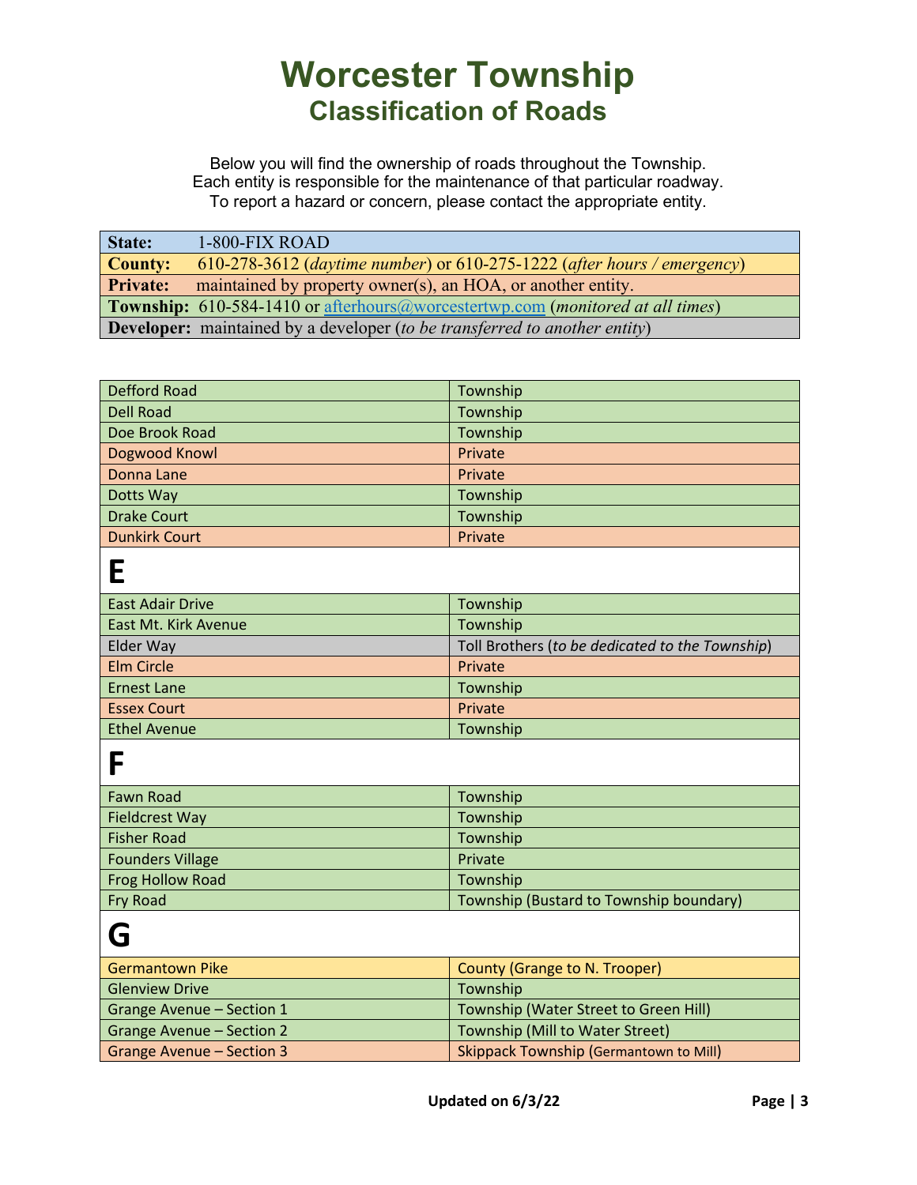# Worcester Township

## Classification of Roads

Below you will find the ownership of roads throughout the Township.
Each entity is responsible for the maintenance of that particular roadway.
To report a hazard or concern, please contact the appropriate entity.

| | |
|---|---|
| **State:** | 1-800-FIX ROAD |
| **County:** | 610-278-3612 (*daytime number*) or 610-275-1222 (*after hours / emergency*) |
| **Private:** | maintained by property owner(s), an HOA, or another entity. |
| **Township:** | 610-584-1410 or afterhours@worcestertwp.com (*monitored at all times*) |
| **Developer:** | maintained by a developer (*to be transferred to another entity*) |

| Road | Ownership |
|---|---|
| Defford Road | Township |
| Dell Road | Township |
| Doe Brook Road | Township |
| Dogwood Knowl | Private |
| Donna Lane | Private |
| Dotts Way | Township |
| Drake Court | Township |
| Dunkirk Court | Private |
| **E** | |
| East Adair Drive | Township |
| East Mt. Kirk Avenue | Township |
| Elder Way | Toll Brothers (*to be dedicated to the Township*) |
| Elm Circle | Private |
| Ernest Lane | Township |
| Essex Court | Private |
| Ethel Avenue | Township |
| **F** | |
| Fawn Road | Township |
| Fieldcrest Way | Township |
| Fisher Road | Township |
| Founders Village | Private |
| Frog Hollow Road | Township |
| Fry Road | Township (Bustard to Township boundary) |
| **G** | |
| Germantown Pike | County (Grange to N. Trooper) |
| Glenview Drive | Township |
| Grange Avenue – Section 1 | Township (Water Street to Green Hill) |
| Grange Avenue – Section 2 | Township (Mill to Water Street) |
| Grange Avenue – Section 3 | Skippack Township (Germantown to Mill) |

**Updated on 6/3/22**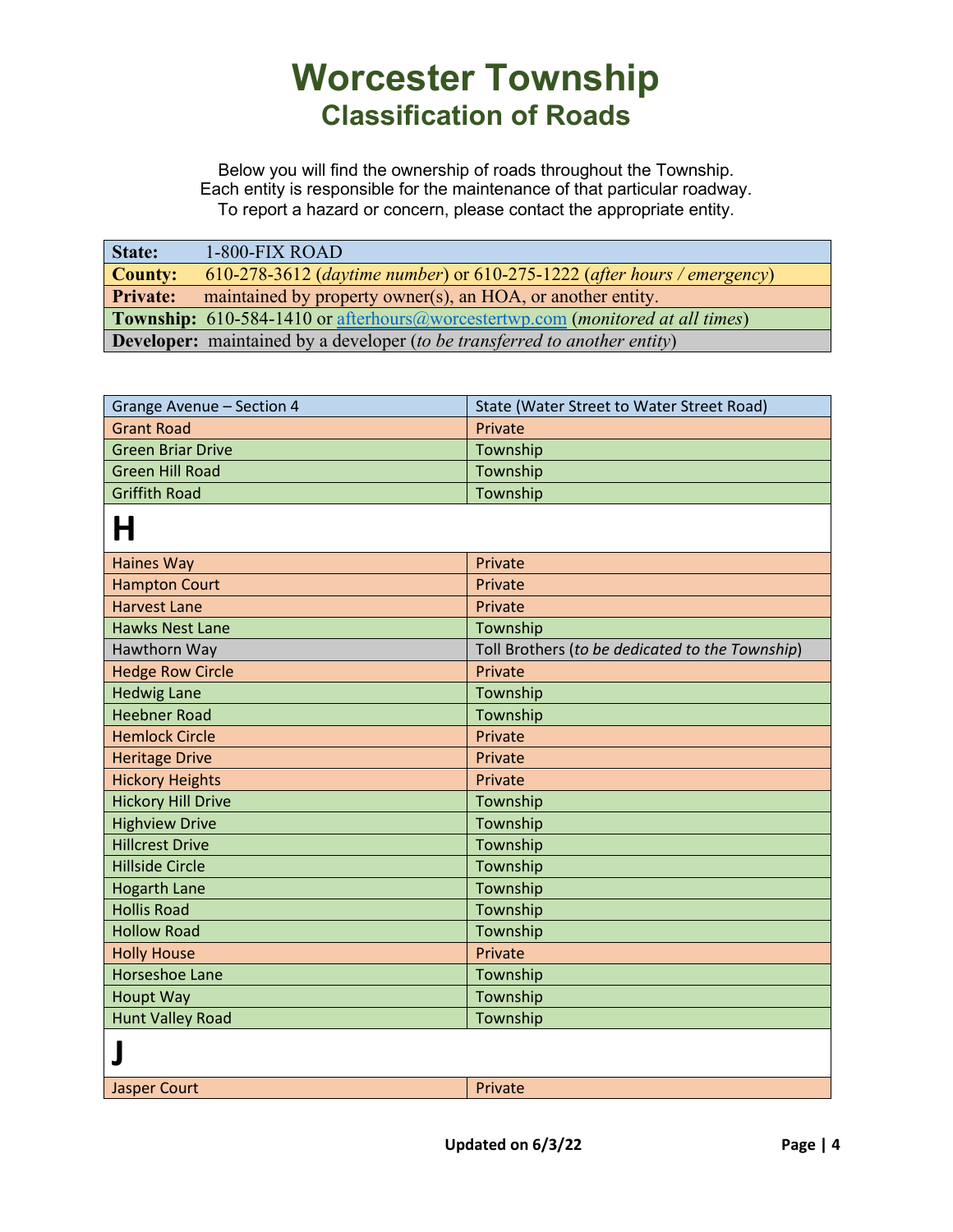# Worcester Township
## Classification of Roads

Below you will find the ownership of roads throughout the Township.
Each entity is responsible for the maintenance of that particular roadway.
To report a hazard or concern, please contact the appropriate entity.

| | |
|---|---|
| **State:** | 1-800-FIX ROAD |
| **County:** | 610-278-3612 (*daytime number*) or 610-275-1222 (*after hours / emergency*) |
| **Private:** | maintained by property owner(s), an HOA, or another entity. |
| **Township:** | 610-584-1410 or afterhours@worcestertwp.com (*monitored at all times*) |
| **Developer:** | maintained by a developer (*to be transferred to another entity*) |

| | |
|---|---|
| Grange Avenue – Section 4 | State (Water Street to Water Street Road) |
| Grant Road | Private |
| Green Briar Drive | Township |
| Green Hill Road | Township |
| Griffith Road | Township |
| **H** | |
| Haines Way | Private |
| Hampton Court | Private |
| Harvest Lane | Private |
| Hawks Nest Lane | Township |
| Hawthorn Way | Toll Brothers (*to be dedicated to the Township*) |
| Hedge Row Circle | Private |
| Hedwig Lane | Township |
| Heebner Road | Township |
| Hemlock Circle | Private |
| Heritage Drive | Private |
| Hickory Heights | Private |
| Hickory Hill Drive | Township |
| Highview Drive | Township |
| Hillcrest Drive | Township |
| Hillside Circle | Township |
| Hogarth Lane | Township |
| Hollis Road | Township |
| Hollow Road | Township |
| Holly House | Private |
| Horseshoe Lane | Township |
| Houpt Way | Township |
| Hunt Valley Road | Township |
| **J** | |
| Jasper Court | Private |

**Updated on 6/3/22**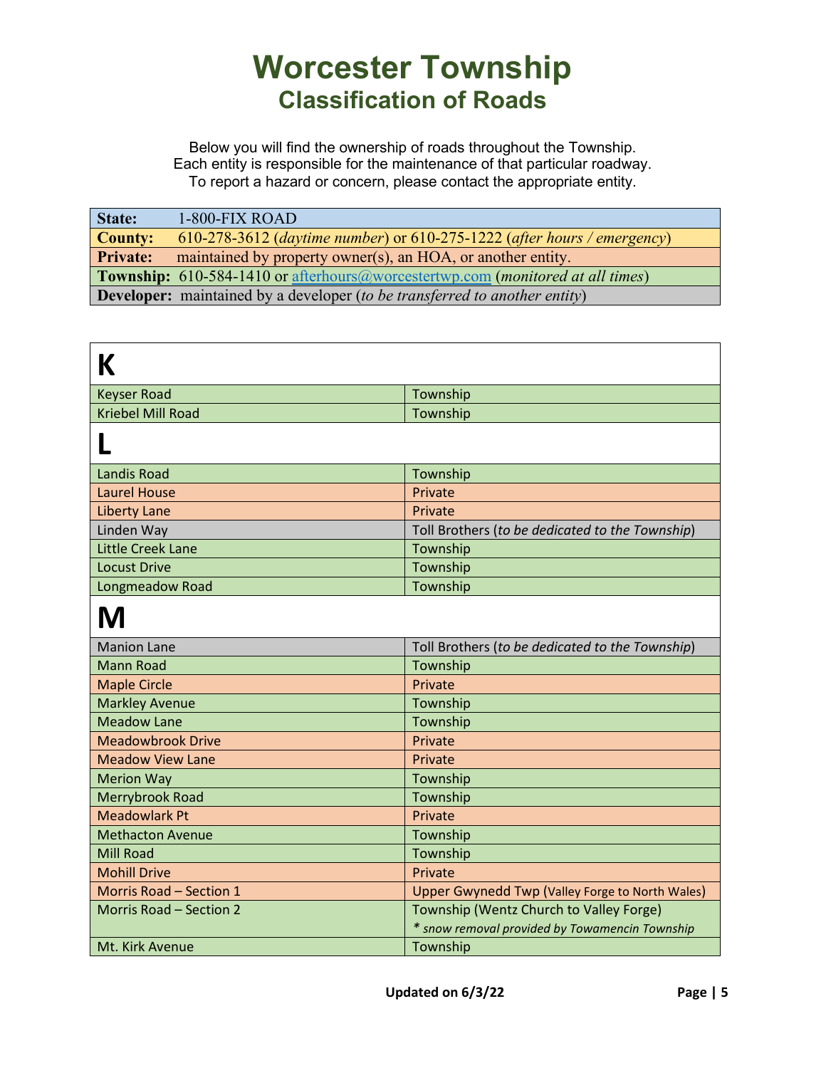# Worcester Township
## Classification of Roads

Below you will find the ownership of roads throughout the Township.
Each entity is responsible for the maintenance of that particular roadway.
To report a hazard or concern, please contact the appropriate entity.

| | |
|---|---|
| **State:** | 1-800-FIX ROAD |
| **County:** | 610-278-3612 (*daytime number*) or 610-275-1222 (*after hours / emergency*) |
| **Private:** | maintained by property owner(s), an HOA, or another entity. |
| **Township:** | 610-584-1410 or afterhours@worcestertwp.com (*monitored at all times*) |
| **Developer:** | maintained by a developer (*to be transferred to another entity*) |

| **K** | |
|---|---|
| Keyser Road | Township |
| Kriebel Mill Road | Township |
| **L** | |
| Landis Road | Township |
| Laurel House | Private |
| Liberty Lane | Private |
| Linden Way | Toll Brothers (*to be dedicated to the Township*) |
| Little Creek Lane | Township |
| Locust Drive | Township |
| Longmeadow Road | Township |
| **M** | |
| Manion Lane | Toll Brothers (*to be dedicated to the Township*) |
| Mann Road | Township |
| Maple Circle | Private |
| Markley Avenue | Township |
| Meadow Lane | Township |
| Meadowbrook Drive | Private |
| Meadow View Lane | Private |
| Merion Way | Township |
| Merrybrook Road | Township |
| Meadowlark Pt | Private |
| Methacton Avenue | Township |
| Mill Road | Township |
| Mohill Drive | Private |
| Morris Road – Section 1 | Upper Gwynedd Twp (Valley Forge to North Wales) |
| Morris Road – Section 2 | Township (Wentz Church to Valley Forge) *\* snow removal provided by Towamencin Township* |
| Mt. Kirk Avenue | Township |

**Updated on 6/3/22**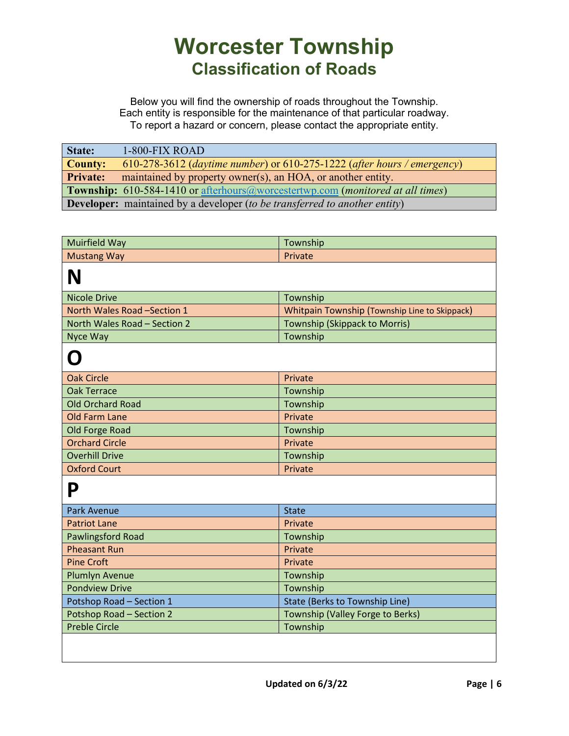# Worcester Township
## Classification of Roads

Below you will find the ownership of roads throughout the Township.
Each entity is responsible for the maintenance of that particular roadway.
To report a hazard or concern, please contact the appropriate entity.

| | |
|---|---|
| **State:** | 1-800-FIX ROAD |
| **County:** | 610-278-3612 (*daytime number*) or 610-275-1222 (*after hours / emergency*) |
| **Private:** | maintained by property owner(s), an HOA, or another entity. |
| **Township:** | 610-584-1410 or afterhours@worcestertwp.com (*monitored at all times*) |
| **Developer:** | maintained by a developer (*to be transferred to another entity*) |

| Road | Ownership |
|---|---|
| Muirfield Way | Township |
| Mustang Way | Private |
| **N** | |
| Nicole Drive | Township |
| North Wales Road –Section 1 | Whitpain Township (Township Line to Skippack) |
| North Wales Road – Section 2 | Township (Skippack to Morris) |
| Nyce Way | Township |
| **O** | |
| Oak Circle | Private |
| Oak Terrace | Township |
| Old Orchard Road | Township |
| Old Farm Lane | Private |
| Old Forge Road | Township |
| Orchard Circle | Private |
| Overhill Drive | Township |
| Oxford Court | Private |
| **P** | |
| Park Avenue | State |
| Patriot Lane | Private |
| Pawlingsford Road | Township |
| Pheasant Run | Private |
| Pine Croft | Private |
| Plumlyn Avenue | Township |
| Pondview Drive | Township |
| Potshop Road – Section 1 | State (Berks to Township Line) |
| Potshop Road – Section 2 | Township (Valley Forge to Berks) |
| Preble Circle | Township |

**Updated on 6/3/22**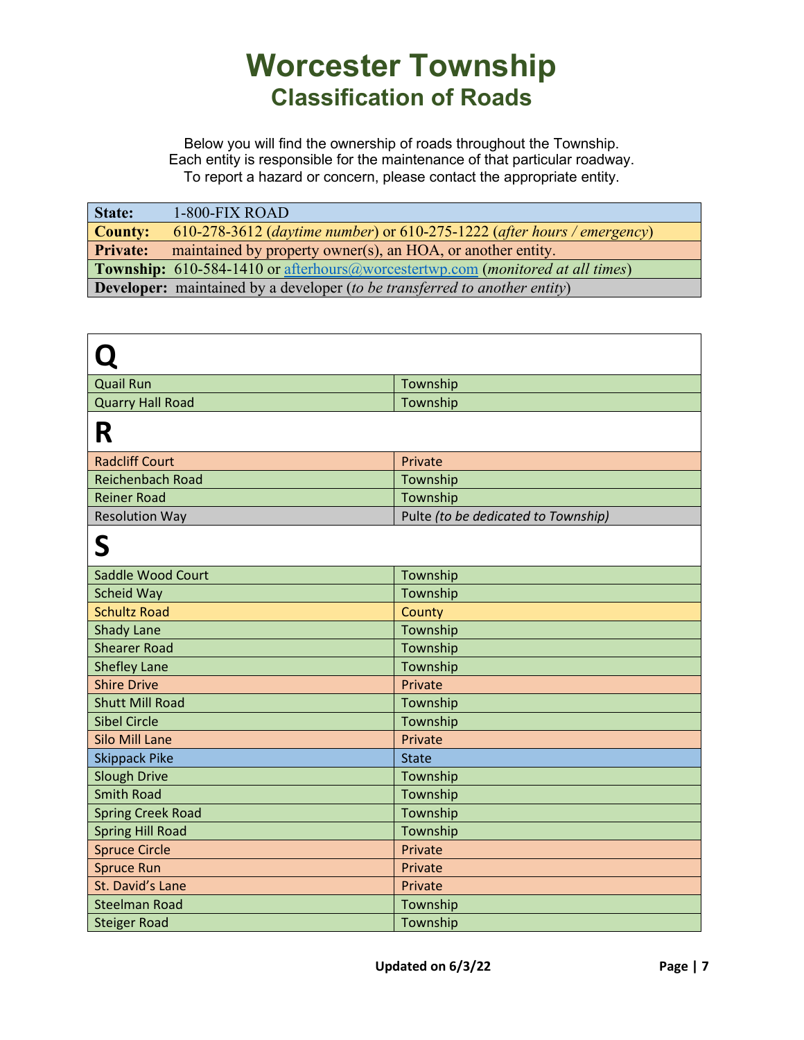# Worcester Township

## Classification of Roads

Below you will find the ownership of roads throughout the Township.
Each entity is responsible for the maintenance of that particular roadway.
To report a hazard or concern, please contact the appropriate entity.

| | |
|---|---|
| **State:** | 1-800-FIX ROAD |
| **County:** | 610-278-3612 (*daytime number*) or 610-275-1222 (*after hours / emergency*) |
| **Private:** | maintained by property owner(s), an HOA, or another entity. |
| **Township:** | 610-584-1410 or afterhours@worcestertwp.com (*monitored at all times*) |
| **Developer:** | maintained by a developer (*to be transferred to another entity*) |

| Q | |
|---|---|
| Quail Run | Township |
| Quarry Hall Road | Township |
| **R** | |
| Radcliff Court | Private |
| Reichenbach Road | Township |
| Reiner Road | Township |
| Resolution Way | Pulte *(to be dedicated to Township)* |
| **S** | |
| Saddle Wood Court | Township |
| Scheid Way | Township |
| Schultz Road | County |
| Shady Lane | Township |
| Shearer Road | Township |
| Shefley Lane | Township |
| Shire Drive | Private |
| Shutt Mill Road | Township |
| Sibel Circle | Township |
| Silo Mill Lane | Private |
| Skippack Pike | State |
| Slough Drive | Township |
| Smith Road | Township |
| Spring Creek Road | Township |
| Spring Hill Road | Township |
| Spruce Circle | Private |
| Spruce Run | Private |
| St. David's Lane | Private |
| Steelman Road | Township |
| Steiger Road | Township |

**Updated on 6/3/22**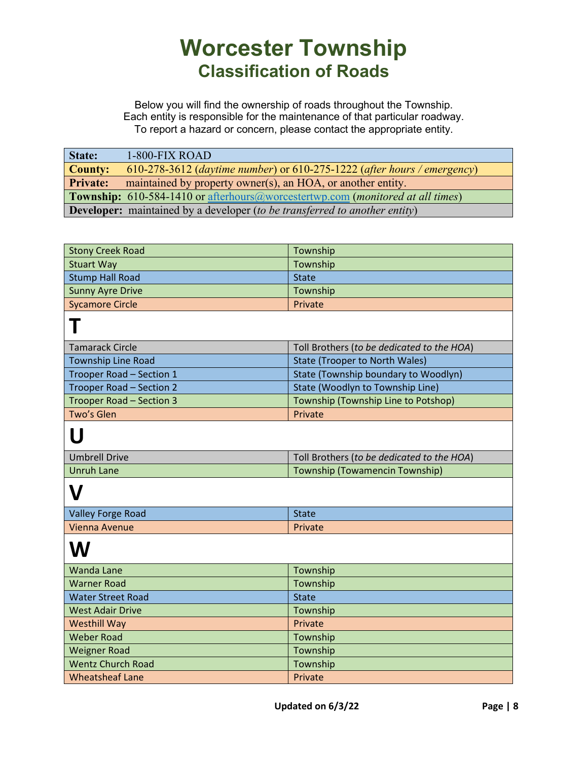# Worcester Township
## Classification of Roads

Below you will find the ownership of roads throughout the Township.
Each entity is responsible for the maintenance of that particular roadway.
To report a hazard or concern, please contact the appropriate entity.

| | |
|---|---|
| **State:** | 1-800-FIX ROAD |
| **County:** | 610-278-3612 (*daytime number*) or 610-275-1222 (*after hours / emergency*) |
| **Private:** | maintained by property owner(s), an HOA, or another entity. |
| **Township:** | 610-584-1410 or afterhours@worcestertwp.com (*monitored at all times*) |
| **Developer:** | maintained by a developer (*to be transferred to another entity*) |

| Road | Ownership |
|---|---|
| Stony Creek Road | Township |
| Stuart Way | Township |
| Stump Hall Road | State |
| Sunny Ayre Drive | Township |
| Sycamore Circle | Private |
| **T** | |
| Tamarack Circle | Toll Brothers (*to be dedicated to the HOA*) |
| Township Line Road | State (Trooper to North Wales) |
| Trooper Road – Section 1 | State (Township boundary to Woodlyn) |
| Trooper Road – Section 2 | State (Woodlyn to Township Line) |
| Trooper Road – Section 3 | Township (Township Line to Potshop) |
| Two's Glen | Private |
| **U** | |
| Umbrell Drive | Toll Brothers (*to be dedicated to the HOA*) |
| Unruh Lane | Township (Towamencin Township) |
| **V** | |
| Valley Forge Road | State |
| Vienna Avenue | Private |
| **W** | |
| Wanda Lane | Township |
| Warner Road | Township |
| Water Street Road | State |
| West Adair Drive | Township |
| Westhill Way | Private |
| Weber Road | Township |
| Weigner Road | Township |
| Wentz Church Road | Township |
| Wheatsheaf Lane | Private |

**Updated on 6/3/22**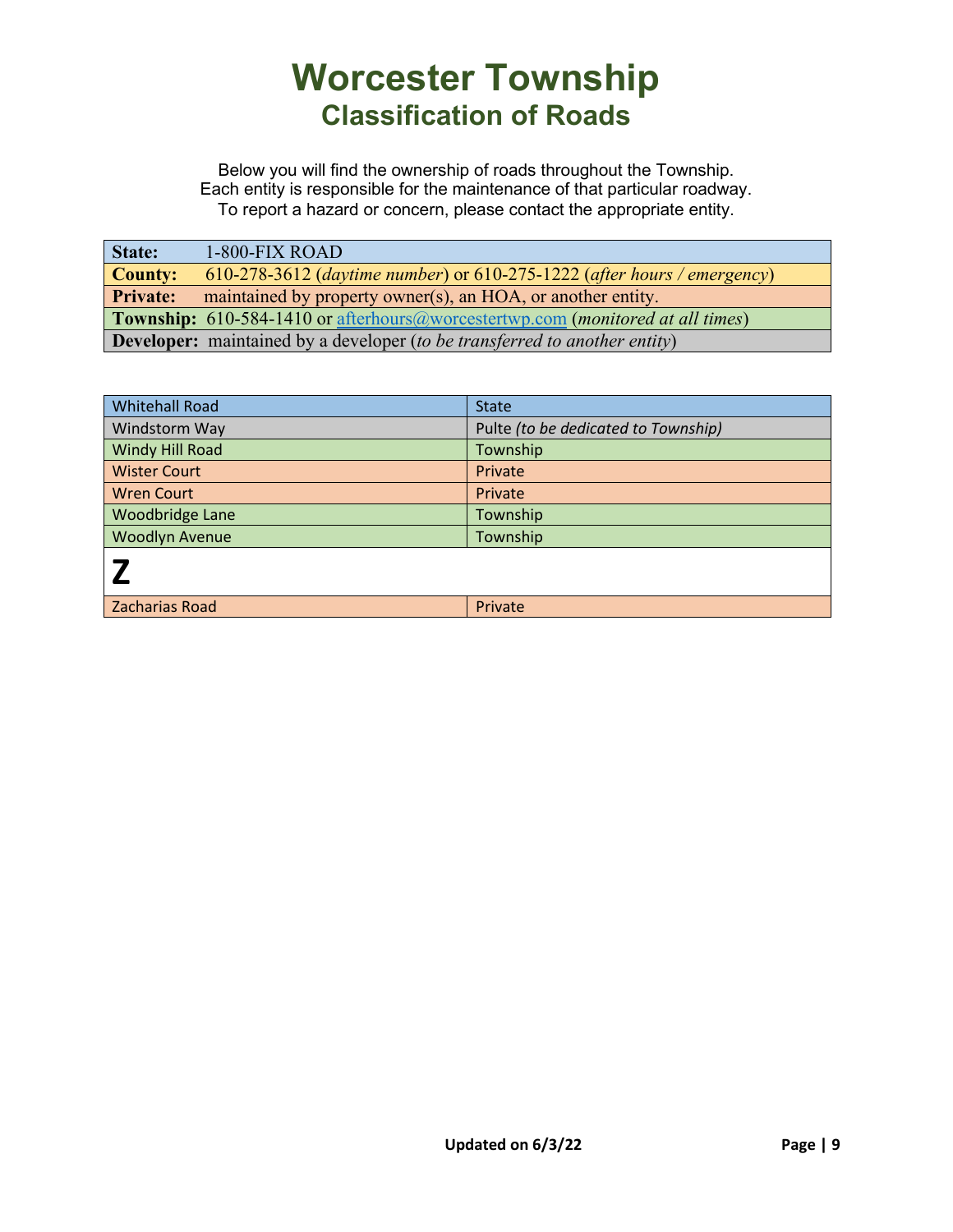# Worcester Township

## Classification of Roads

Below you will find the ownership of roads throughout the Township.
Each entity is responsible for the maintenance of that particular roadway.
To report a hazard or concern, please contact the appropriate entity.

| | |
|---|---|
| **State:** | 1-800-FIX ROAD |
| **County:** | 610-278-3612 (*daytime number*) or 610-275-1222 (*after hours / emergency*) |
| **Private:** | maintained by property owner(s), an HOA, or another entity. |
| **Township:** | 610-584-1410 or afterhours@worcestertwp.com (*monitored at all times*) |
| **Developer:** | maintained by a developer (*to be transferred to another entity*) |

| | |
|---|---|
| Whitehall Road | State |
| Windstorm Way | Pulte *(to be dedicated to Township)* |
| Windy Hill Road | Township |
| Wister Court | Private |
| Wren Court | Private |
| Woodbridge Lane | Township |
| Woodlyn Avenue | Township |
| **Z** | |
| Zacharias Road | Private |

**Updated on 6/3/22**